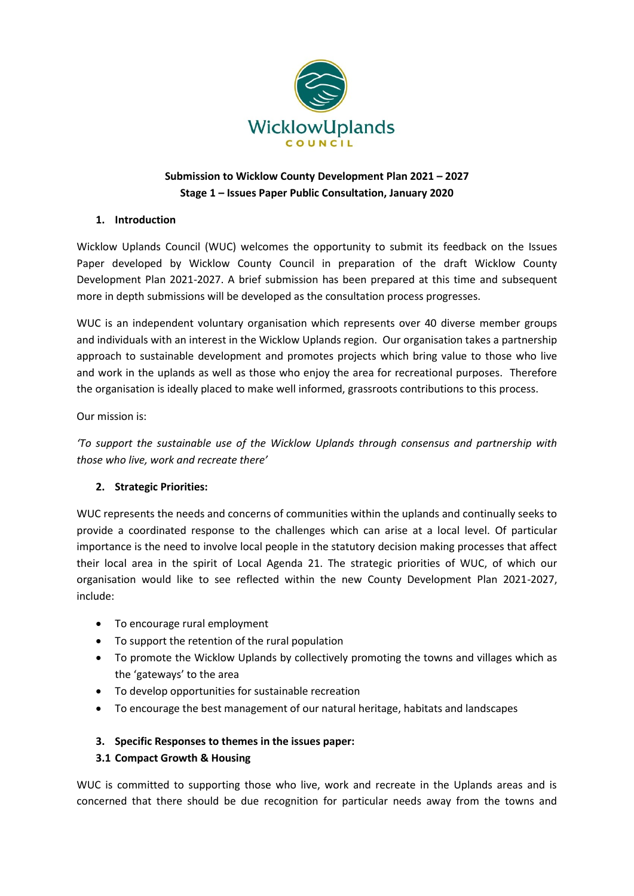Wicklow Uplands

COUNCIL

**Submission to Wicklow County Development Plan 2021 – 2027**
**Stage 1 – Issues Paper Public Consultation, January 2020**

## 1. Introduction

Wicklow Uplands Council (WUC) welcomes the opportunity to submit its feedback on the Issues Paper developed by Wicklow County Council in preparation of the draft Wicklow County Development Plan 2021-2027. A brief submission has been prepared at this time and subsequent more in depth submissions will be developed as the consultation process progresses.

WUC is an independent voluntary organisation which represents over 40 diverse member groups and individuals with an interest in the Wicklow Uplands region. Our organisation takes a partnership approach to sustainable development and promotes projects which bring value to those who live and work in the uplands as well as those who enjoy the area for recreational purposes. Therefore the organisation is ideally placed to make well informed, grassroots contributions to this process.

Our mission is:

*'To support the sustainable use of the Wicklow Uplands through consensus and partnership with those who live, work and recreate there'*

## 2. Strategic Priorities:

WUC represents the needs and concerns of communities within the uplands and continually seeks to provide a coordinated response to the challenges which can arise at a local level. Of particular importance is the need to involve local people in the statutory decision making processes that affect their local area in the spirit of Local Agenda 21. The strategic priorities of WUC, of which our organisation would like to see reflected within the new County Development Plan 2021-2027, include:

- To encourage rural employment
- To support the retention of the rural population
- To promote the Wicklow Uplands by collectively promoting the towns and villages which as the 'gateways' to the area
- To develop opportunities for sustainable recreation
- To encourage the best management of our natural heritage, habitats and landscapes

## 3. Specific Responses to themes in the issues paper:

### 3.1 Compact Growth & Housing

WUC is committed to supporting those who live, work and recreate in the Uplands areas and is concerned that there should be due recognition for particular needs away from the towns and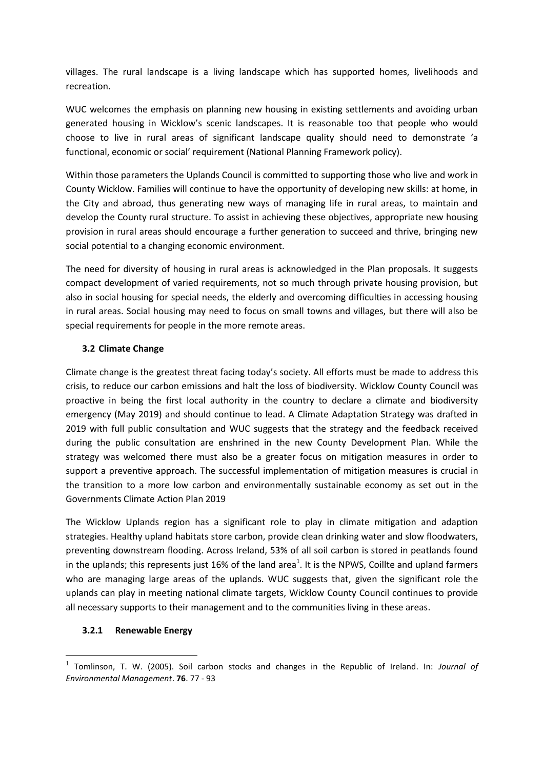villages. The rural landscape is a living landscape which has supported homes, livelihoods and recreation.

WUC welcomes the emphasis on planning new housing in existing settlements and avoiding urban generated housing in Wicklow's scenic landscapes. It is reasonable too that people who would choose to live in rural areas of significant landscape quality should need to demonstrate 'a functional, economic or social' requirement (National Planning Framework policy).

Within those parameters the Uplands Council is committed to supporting those who live and work in County Wicklow. Families will continue to have the opportunity of developing new skills: at home, in the City and abroad, thus generating new ways of managing life in rural areas, to maintain and develop the County rural structure. To assist in achieving these objectives, appropriate new housing provision in rural areas should encourage a further generation to succeed and thrive, bringing new social potential to a changing economic environment.

The need for diversity of housing in rural areas is acknowledged in the Plan proposals. It suggests compact development of varied requirements, not so much through private housing provision, but also in social housing for special needs, the elderly and overcoming difficulties in accessing housing in rural areas. Social housing may need to focus on small towns and villages, but there will also be special requirements for people in the more remote areas.

### 3.2 Climate Change

Climate change is the greatest threat facing today's society. All efforts must be made to address this crisis, to reduce our carbon emissions and halt the loss of biodiversity. Wicklow County Council was proactive in being the first local authority in the country to declare a climate and biodiversity emergency (May 2019) and should continue to lead. A Climate Adaptation Strategy was drafted in 2019 with full public consultation and WUC suggests that the strategy and the feedback received during the public consultation are enshrined in the new County Development Plan. While the strategy was welcomed there must also be a greater focus on mitigation measures in order to support a preventive approach. The successful implementation of mitigation measures is crucial in the transition to a more low carbon and environmentally sustainable economy as set out in the Governments Climate Action Plan 2019

The Wicklow Uplands region has a significant role to play in climate mitigation and adaption strategies. Healthy upland habitats store carbon, provide clean drinking water and slow floodwaters, preventing downstream flooding. Across Ireland, 53% of all soil carbon is stored in peatlands found in the uplands; this represents just 16% of the land area[1]. It is the NPWS, Coillte and upland farmers who are managing large areas of the uplands. WUC suggests that, given the significant role the uplands can play in meeting national climate targets, Wicklow County Council continues to provide all necessary supports to their management and to the communities living in these areas.

#### 3.2.1 Renewable Energy

---

[1] Tomlinson, T. W. (2005). Soil carbon stocks and changes in the Republic of Ireland. In: *Journal of Environmental Management*. **76**. 77 - 93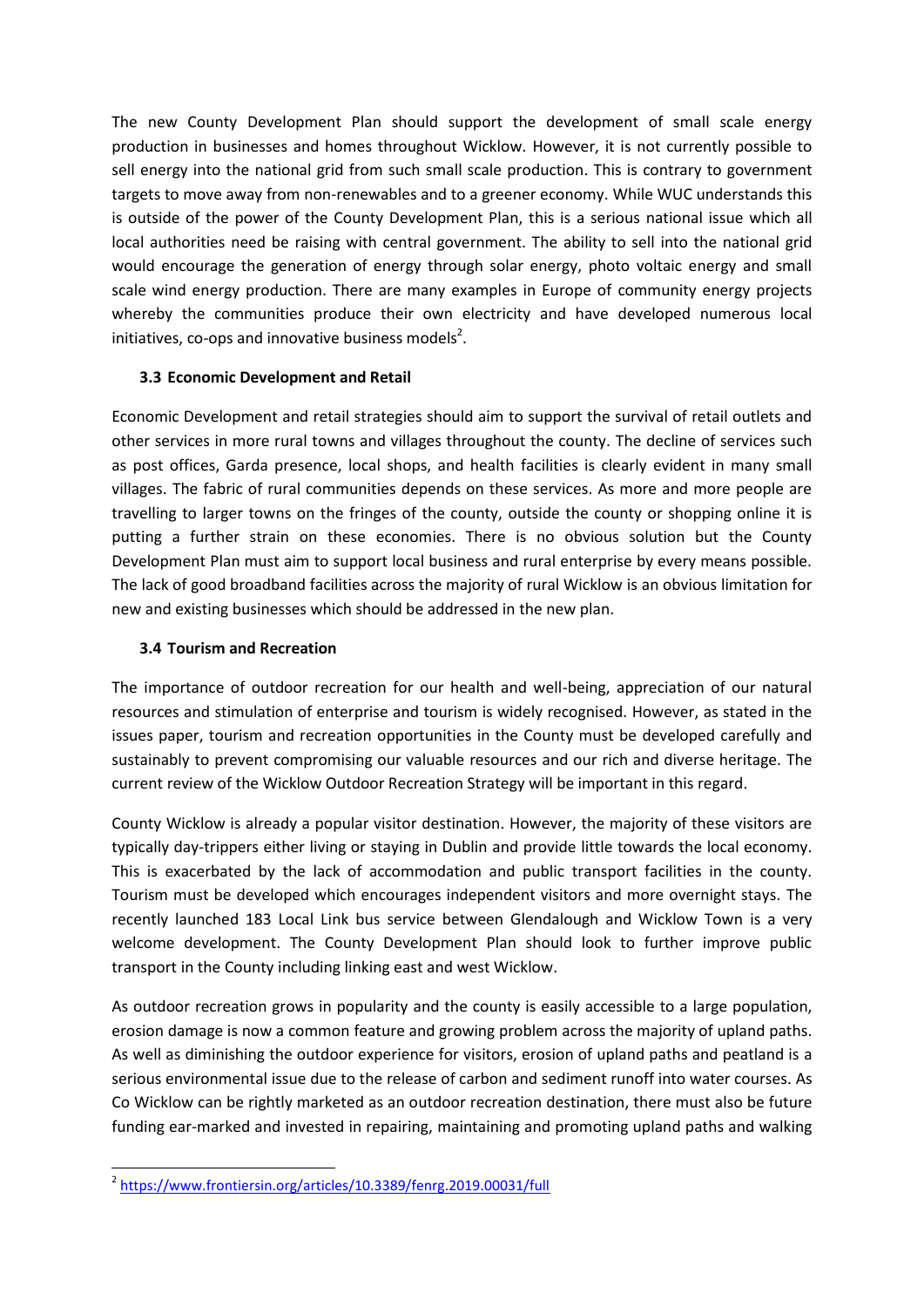The new County Development Plan should support the development of small scale energy production in businesses and homes throughout Wicklow. However, it is not currently possible to sell energy into the national grid from such small scale production. This is contrary to government targets to move away from non-renewables and to a greener economy. While WUC understands this is outside of the power of the County Development Plan, this is a serious national issue which all local authorities need be raising with central government. The ability to sell into the national grid would encourage the generation of energy through solar energy, photo voltaic energy and small scale wind energy production. There are many examples in Europe of community energy projects whereby the communities produce their own electricity and have developed numerous local initiatives, co-ops and innovative business models[2].

### 3.3 Economic Development and Retail

Economic Development and retail strategies should aim to support the survival of retail outlets and other services in more rural towns and villages throughout the county. The decline of services such as post offices, Garda presence, local shops, and health facilities is clearly evident in many small villages. The fabric of rural communities depends on these services. As more and more people are travelling to larger towns on the fringes of the county, outside the county or shopping online it is putting a further strain on these economies. There is no obvious solution but the County Development Plan must aim to support local business and rural enterprise by every means possible. The lack of good broadband facilities across the majority of rural Wicklow is an obvious limitation for new and existing businesses which should be addressed in the new plan.

### 3.4 Tourism and Recreation

The importance of outdoor recreation for our health and well-being, appreciation of our natural resources and stimulation of enterprise and tourism is widely recognised. However, as stated in the issues paper, tourism and recreation opportunities in the County must be developed carefully and sustainably to prevent compromising our valuable resources and our rich and diverse heritage. The current review of the Wicklow Outdoor Recreation Strategy will be important in this regard.

County Wicklow is already a popular visitor destination. However, the majority of these visitors are typically day-trippers either living or staying in Dublin and provide little towards the local economy. This is exacerbated by the lack of accommodation and public transport facilities in the county. Tourism must be developed which encourages independent visitors and more overnight stays. The recently launched 183 Local Link bus service between Glendalough and Wicklow Town is a very welcome development. The County Development Plan should look to further improve public transport in the County including linking east and west Wicklow.

As outdoor recreation grows in popularity and the county is easily accessible to a large population, erosion damage is now a common feature and growing problem across the majority of upland paths. As well as diminishing the outdoor experience for visitors, erosion of upland paths and peatland is a serious environmental issue due to the release of carbon and sediment runoff into water courses. As Co Wicklow can be rightly marketed as an outdoor recreation destination, there must also be future funding ear-marked and invested in repairing, maintaining and promoting upland paths and walking

---

[2] https://www.frontiersin.org/articles/10.3389/fenrg.2019.00031/full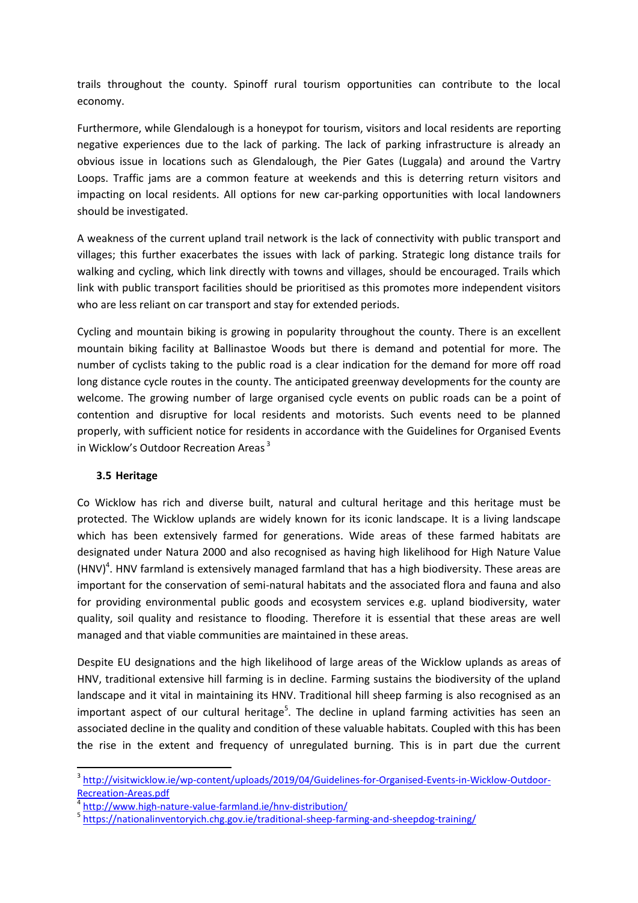trails throughout the county. Spinoff rural tourism opportunities can contribute to the local economy.

Furthermore, while Glendalough is a honeypot for tourism, visitors and local residents are reporting negative experiences due to the lack of parking. The lack of parking infrastructure is already an obvious issue in locations such as Glendalough, the Pier Gates (Luggala) and around the Vartry Loops. Traffic jams are a common feature at weekends and this is deterring return visitors and impacting on local residents. All options for new car-parking opportunities with local landowners should be investigated.

A weakness of the current upland trail network is the lack of connectivity with public transport and villages; this further exacerbates the issues with lack of parking. Strategic long distance trails for walking and cycling, which link directly with towns and villages, should be encouraged. Trails which link with public transport facilities should be prioritised as this promotes more independent visitors who are less reliant on car transport and stay for extended periods.

Cycling and mountain biking is growing in popularity throughout the county. There is an excellent mountain biking facility at Ballinastoe Woods but there is demand and potential for more. The number of cyclists taking to the public road is a clear indication for the demand for more off road long distance cycle routes in the county. The anticipated greenway developments for the county are welcome. The growing number of large organised cycle events on public roads can be a point of contention and disruptive for local residents and motorists. Such events need to be planned properly, with sufficient notice for residents in accordance with the Guidelines for Organised Events in Wicklow's Outdoor Recreation Areas [3]

### 3.5 Heritage

Co Wicklow has rich and diverse built, natural and cultural heritage and this heritage must be protected. The Wicklow uplands are widely known for its iconic landscape. It is a living landscape which has been extensively farmed for generations. Wide areas of these farmed habitats are designated under Natura 2000 and also recognised as having high likelihood for High Nature Value (HNV)[4]. HNV farmland is extensively managed farmland that has a high biodiversity. These areas are important for the conservation of semi-natural habitats and the associated flora and fauna and also for providing environmental public goods and ecosystem services e.g. upland biodiversity, water quality, soil quality and resistance to flooding. Therefore it is essential that these areas are well managed and that viable communities are maintained in these areas.

Despite EU designations and the high likelihood of large areas of the Wicklow uplands as areas of HNV, traditional extensive hill farming is in decline. Farming sustains the biodiversity of the upland landscape and it vital in maintaining its HNV. Traditional hill sheep farming is also recognised as an important aspect of our cultural heritage[5]. The decline in upland farming activities has seen an associated decline in the quality and condition of these valuable habitats. Coupled with this has been the rise in the extent and frequency of unregulated burning. This is in part due the current

---

[3] http://visitwicklow.ie/wp-content/uploads/2019/04/Guidelines-for-Organised-Events-in-Wicklow-Outdoor-Recreation-Areas.pdf

[4] http://www.high-nature-value-farmland.ie/hnv-distribution/

[5] https://nationalinventoryich.chg.gov.ie/traditional-sheep-farming-and-sheepdog-training/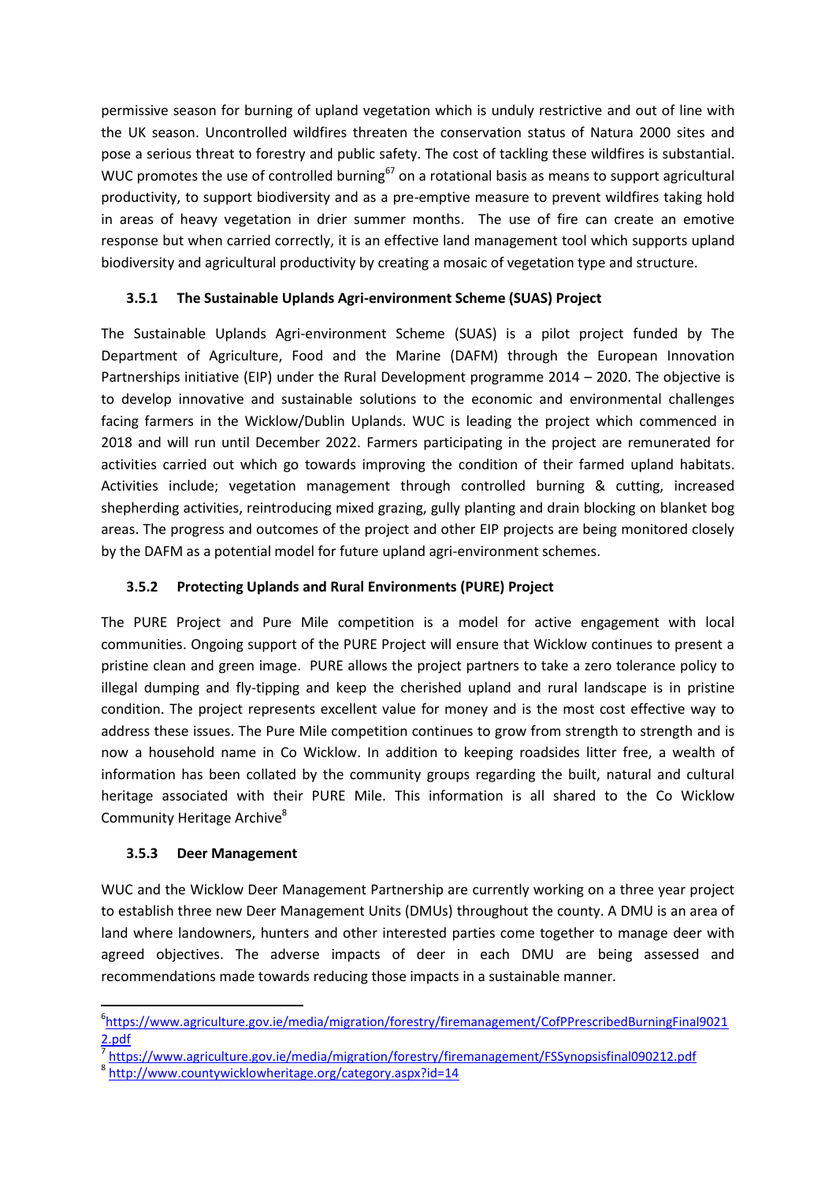permissive season for burning of upland vegetation which is unduly restrictive and out of line with the UK season. Uncontrolled wildfires threaten the conservation status of Natura 2000 sites and pose a serious threat to forestry and public safety. The cost of tackling these wildfires is substantial. WUC promotes the use of controlled burning[6][7] on a rotational basis as means to support agricultural productivity, to support biodiversity and as a pre-emptive measure to prevent wildfires taking hold in areas of heavy vegetation in drier summer months. The use of fire can create an emotive response but when carried correctly, it is an effective land management tool which supports upland biodiversity and agricultural productivity by creating a mosaic of vegetation type and structure.

### 3.5.1 The Sustainable Uplands Agri-environment Scheme (SUAS) Project

The Sustainable Uplands Agri-environment Scheme (SUAS) is a pilot project funded by The Department of Agriculture, Food and the Marine (DAFM) through the European Innovation Partnerships initiative (EIP) under the Rural Development programme 2014 – 2020. The objective is to develop innovative and sustainable solutions to the economic and environmental challenges facing farmers in the Wicklow/Dublin Uplands. WUC is leading the project which commenced in 2018 and will run until December 2022. Farmers participating in the project are remunerated for activities carried out which go towards improving the condition of their farmed upland habitats. Activities include; vegetation management through controlled burning & cutting, increased shepherding activities, reintroducing mixed grazing, gully planting and drain blocking on blanket bog areas. The progress and outcomes of the project and other EIP projects are being monitored closely by the DAFM as a potential model for future upland agri-environment schemes.

### 3.5.2 Protecting Uplands and Rural Environments (PURE) Project

The PURE Project and Pure Mile competition is a model for active engagement with local communities. Ongoing support of the PURE Project will ensure that Wicklow continues to present a pristine clean and green image. PURE allows the project partners to take a zero tolerance policy to illegal dumping and fly-tipping and keep the cherished upland and rural landscape is in pristine condition. The project represents excellent value for money and is the most cost effective way to address these issues. The Pure Mile competition continues to grow from strength to strength and is now a household name in Co Wicklow. In addition to keeping roadsides litter free, a wealth of information has been collated by the community groups regarding the built, natural and cultural heritage associated with their PURE Mile. This information is all shared to the Co Wicklow Community Heritage Archive[8]

### 3.5.3 Deer Management

WUC and the Wicklow Deer Management Partnership are currently working on a three year project to establish three new Deer Management Units (DMUs) throughout the county. A DMU is an area of land where landowners, hunters and other interested parties come together to manage deer with agreed objectives. The adverse impacts of deer in each DMU are being assessed and recommendations made towards reducing those impacts in a sustainable manner.

---

[6] https://www.agriculture.gov.ie/media/migration/forestry/firemanagement/CofPPrescribedBurningFinal90212.pdf

[7] https://www.agriculture.gov.ie/media/migration/forestry/firemanagement/FSSynopsisfinal090212.pdf

[8] http://www.countywicklowheritage.org/category.aspx?id=14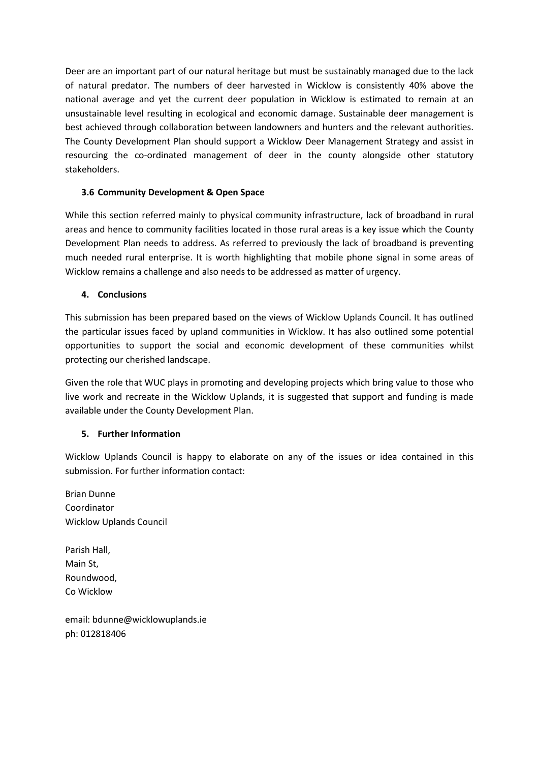Deer are an important part of our natural heritage but must be sustainably managed due to the lack of natural predator. The numbers of deer harvested in Wicklow is consistently 40% above the national average and yet the current deer population in Wicklow is estimated to remain at an unsustainable level resulting in ecological and economic damage. Sustainable deer management is best achieved through collaboration between landowners and hunters and the relevant authorities. The County Development Plan should support a Wicklow Deer Management Strategy and assist in resourcing the co-ordinated management of deer in the county alongside other statutory stakeholders.

### 3.6 Community Development & Open Space

While this section referred mainly to physical community infrastructure, lack of broadband in rural areas and hence to community facilities located in those rural areas is a key issue which the County Development Plan needs to address. As referred to previously the lack of broadband is preventing much needed rural enterprise. It is worth highlighting that mobile phone signal in some areas of Wicklow remains a challenge and also needs to be addressed as matter of urgency.

## 4. Conclusions

This submission has been prepared based on the views of Wicklow Uplands Council. It has outlined the particular issues faced by upland communities in Wicklow. It has also outlined some potential opportunities to support the social and economic development of these communities whilst protecting our cherished landscape.

Given the role that WUC plays in promoting and developing projects which bring value to those who live work and recreate in the Wicklow Uplands, it is suggested that support and funding is made available under the County Development Plan.

## 5. Further Information

Wicklow Uplands Council is happy to elaborate on any of the issues or idea contained in this submission. For further information contact:

Brian Dunne
Coordinator
Wicklow Uplands Council

Parish Hall,
Main St,
Roundwood,
Co Wicklow

email: bdunne@wicklowuplands.ie
ph: 012818406